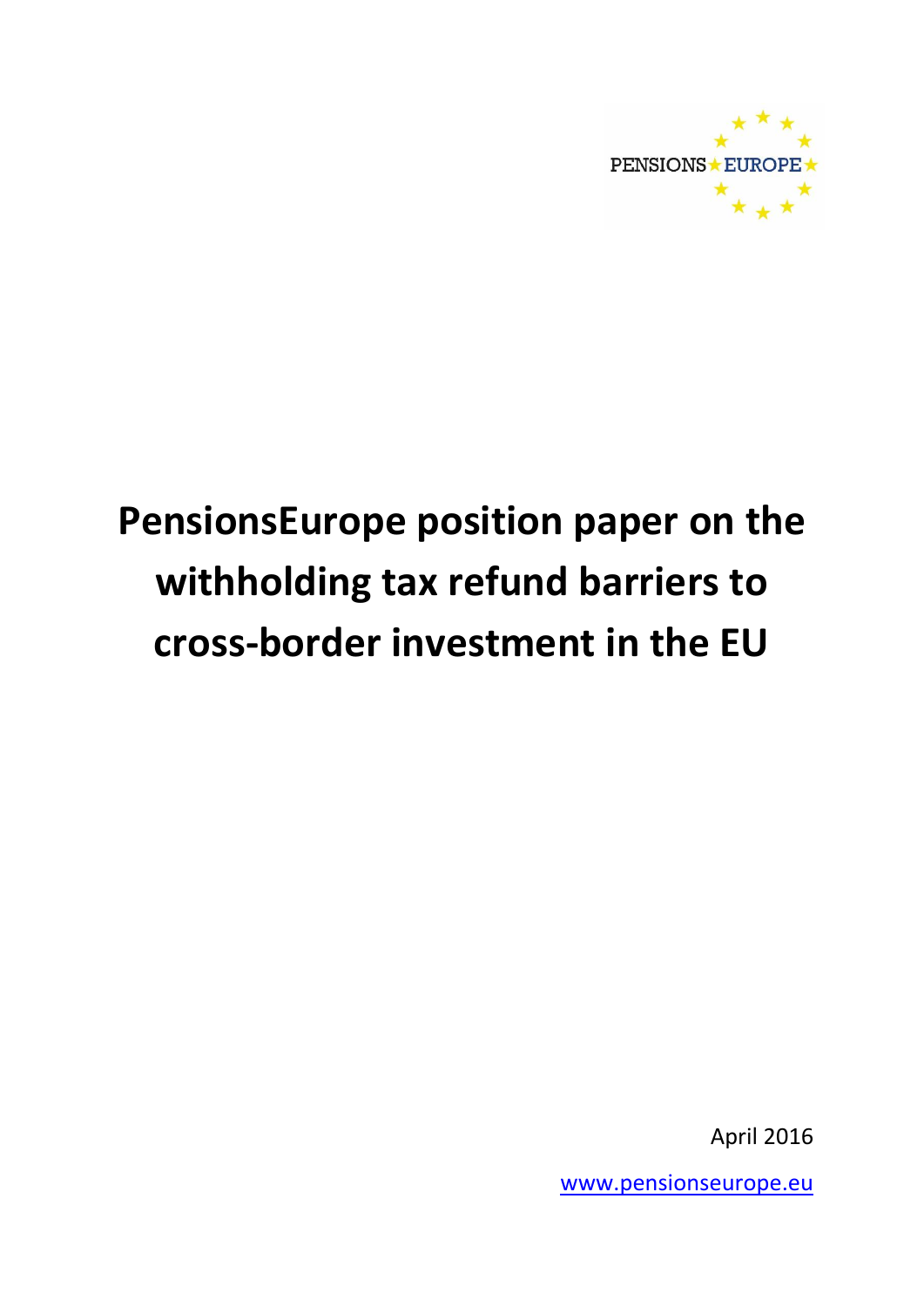PENSIONS EUROPE

# PensionsEurope position paper on the withholding tax refund barriers to cross-border investment in the EU

April 2016

www.pensionseurope.eu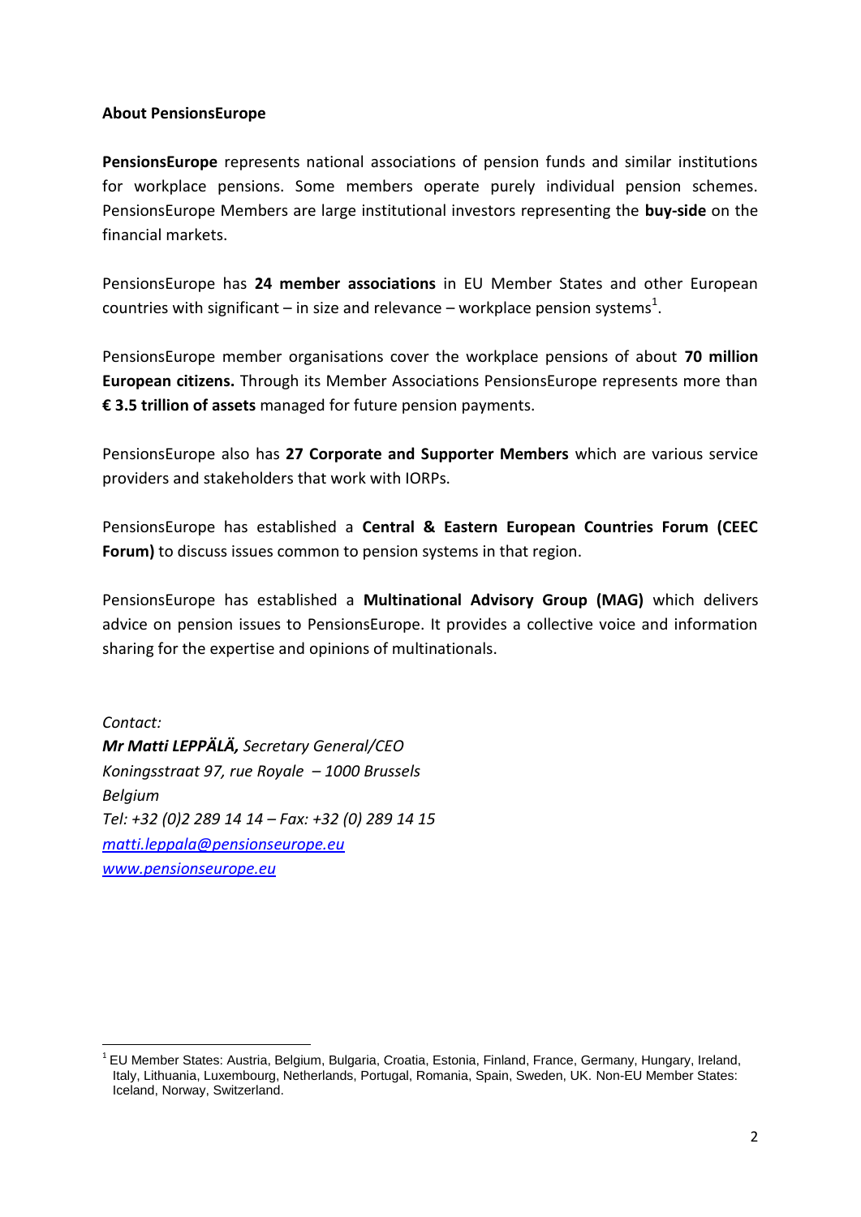**About PensionsEurope**

**PensionsEurope** represents national associations of pension funds and similar institutions for workplace pensions. Some members operate purely individual pension schemes. PensionsEurope Members are large institutional investors representing the **buy-side** on the financial markets.

PensionsEurope has **24 member associations** in EU Member States and other European countries with significant – in size and relevance – workplace pension systems[1].

PensionsEurope member organisations cover the workplace pensions of about **70 million European citizens.** Through its Member Associations PensionsEurope represents more than **€ 3.5 trillion of assets** managed for future pension payments.

PensionsEurope also has **27 Corporate and Supporter Members** which are various service providers and stakeholders that work with IORPs.

PensionsEurope has established a **Central & Eastern European Countries Forum (CEEC Forum)** to discuss issues common to pension systems in that region.

PensionsEurope has established a **Multinational Advisory Group (MAG)** which delivers advice on pension issues to PensionsEurope. It provides a collective voice and information sharing for the expertise and opinions of multinationals.

*Contact:*
***Mr Matti LEPPÄLÄ,*** *Secretary General/CEO*
*Koningsstraat 97, rue Royale – 1000 Brussels*
*Belgium*
*Tel: +32 (0)2 289 14 14 – Fax: +32 (0) 289 14 15*
*matti.leppala@pensionseurope.eu*
*www.pensionseurope.eu*

---

[1] EU Member States: Austria, Belgium, Bulgaria, Croatia, Estonia, Finland, France, Germany, Hungary, Ireland, Italy, Lithuania, Luxembourg, Netherlands, Portugal, Romania, Spain, Sweden, UK. Non-EU Member States: Iceland, Norway, Switzerland.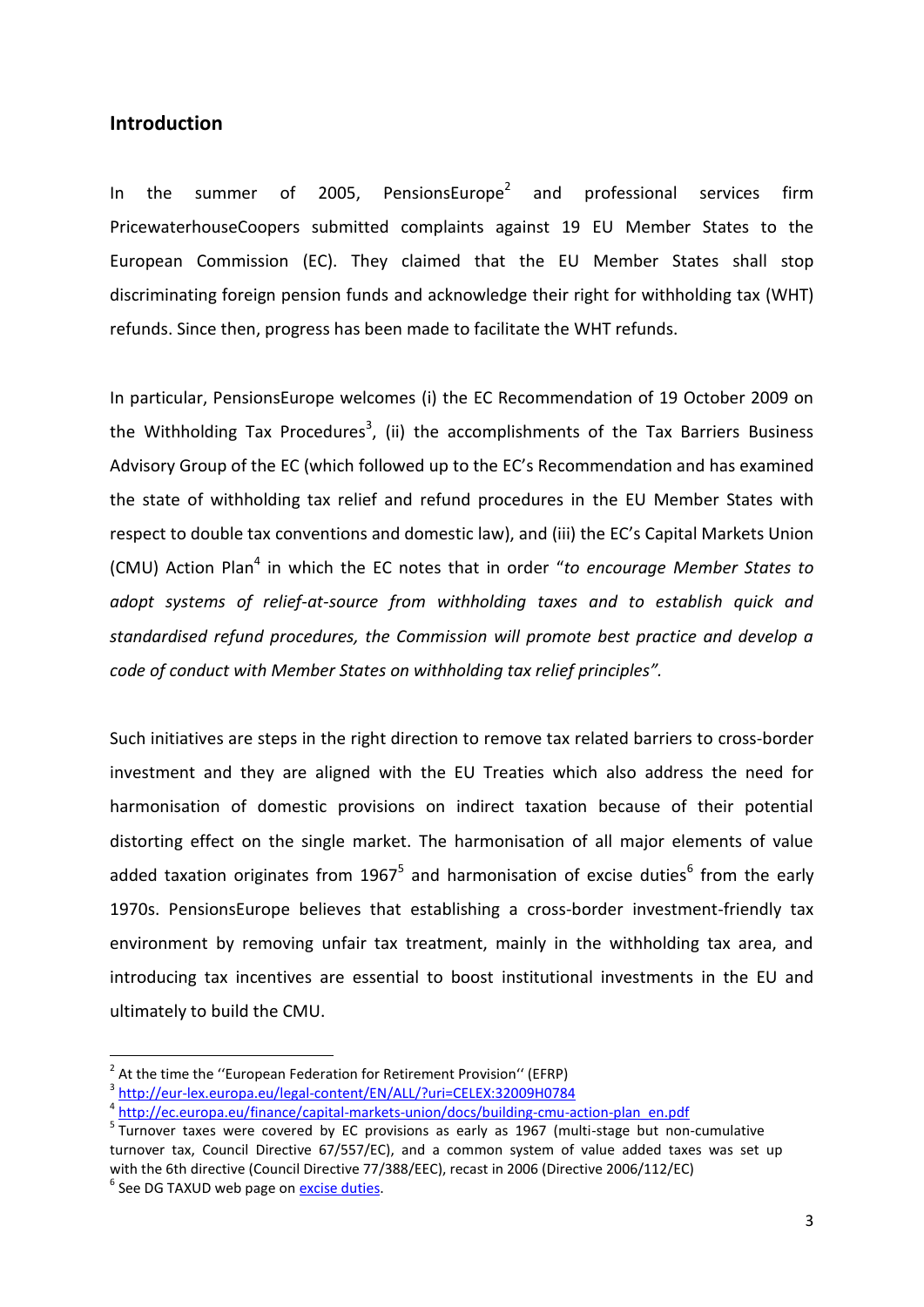## Introduction

In the summer of 2005, PensionsEurope[2] and professional services firm PricewaterhouseCoopers submitted complaints against 19 EU Member States to the European Commission (EC). They claimed that the EU Member States shall stop discriminating foreign pension funds and acknowledge their right for withholding tax (WHT) refunds. Since then, progress has been made to facilitate the WHT refunds.

In particular, PensionsEurope welcomes (i) the EC Recommendation of 19 October 2009 on the Withholding Tax Procedures[3], (ii) the accomplishments of the Tax Barriers Business Advisory Group of the EC (which followed up to the EC's Recommendation and has examined the state of withholding tax relief and refund procedures in the EU Member States with respect to double tax conventions and domestic law), and (iii) the EC's Capital Markets Union (CMU) Action Plan[4] in which the EC notes that in order "*to encourage Member States to adopt systems of relief-at-source from withholding taxes and to establish quick and standardised refund procedures, the Commission will promote best practice and develop a code of conduct with Member States on withholding tax relief principles".*

Such initiatives are steps in the right direction to remove tax related barriers to cross-border investment and they are aligned with the EU Treaties which also address the need for harmonisation of domestic provisions on indirect taxation because of their potential distorting effect on the single market. The harmonisation of all major elements of value added taxation originates from 1967[5] and harmonisation of excise duties[6] from the early 1970s. PensionsEurope believes that establishing a cross-border investment-friendly tax environment by removing unfair tax treatment, mainly in the withholding tax area, and introducing tax incentives are essential to boost institutional investments in the EU and ultimately to build the CMU.

---

[2] At the time the ''European Federation for Retirement Provision'' (EFRP)

[3] http://eur-lex.europa.eu/legal-content/EN/ALL/?uri=CELEX:32009H0784

[4] http://ec.europa.eu/finance/capital-markets-union/docs/building-cmu-action-plan_en.pdf

[5] Turnover taxes were covered by EC provisions as early as 1967 (multi-stage but non-cumulative turnover tax, Council Directive 67/557/EC), and a common system of value added taxes was set up with the 6th directive (Council Directive 77/388/EEC), recast in 2006 (Directive 2006/112/EC)

[6] See DG TAXUD web page on excise duties.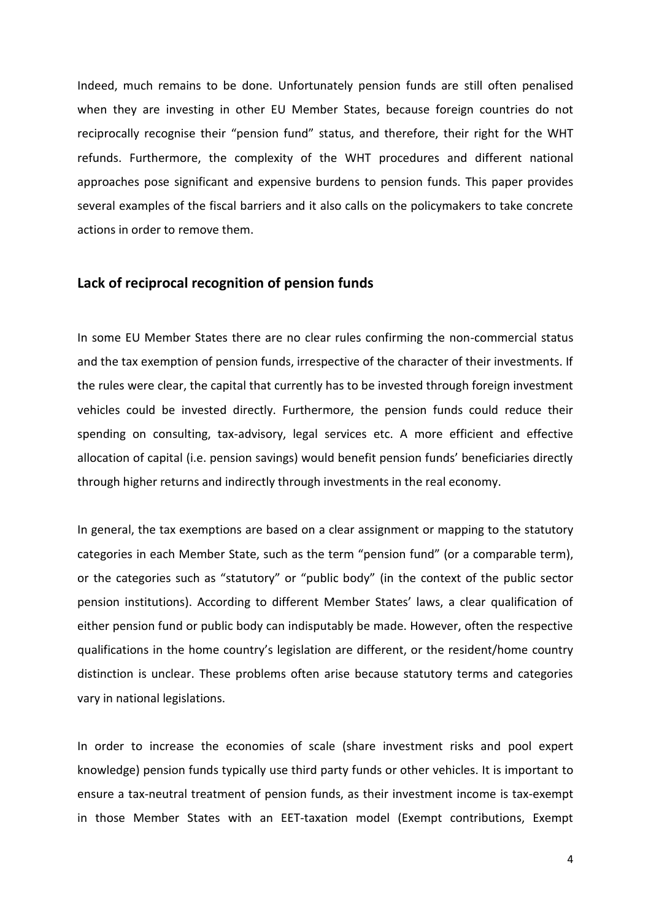Indeed, much remains to be done. Unfortunately pension funds are still often penalised when they are investing in other EU Member States, because foreign countries do not reciprocally recognise their "pension fund" status, and therefore, their right for the WHT refunds. Furthermore, the complexity of the WHT procedures and different national approaches pose significant and expensive burdens to pension funds. This paper provides several examples of the fiscal barriers and it also calls on the policymakers to take concrete actions in order to remove them.

## Lack of reciprocal recognition of pension funds

In some EU Member States there are no clear rules confirming the non-commercial status and the tax exemption of pension funds, irrespective of the character of their investments. If the rules were clear, the capital that currently has to be invested through foreign investment vehicles could be invested directly. Furthermore, the pension funds could reduce their spending on consulting, tax-advisory, legal services etc. A more efficient and effective allocation of capital (i.e. pension savings) would benefit pension funds' beneficiaries directly through higher returns and indirectly through investments in the real economy.

In general, the tax exemptions are based on a clear assignment or mapping to the statutory categories in each Member State, such as the term "pension fund" (or a comparable term), or the categories such as "statutory" or "public body" (in the context of the public sector pension institutions). According to different Member States' laws, a clear qualification of either pension fund or public body can indisputably be made. However, often the respective qualifications in the home country's legislation are different, or the resident/home country distinction is unclear. These problems often arise because statutory terms and categories vary in national legislations.

In order to increase the economies of scale (share investment risks and pool expert knowledge) pension funds typically use third party funds or other vehicles. It is important to ensure a tax-neutral treatment of pension funds, as their investment income is tax-exempt in those Member States with an EET-taxation model (Exempt contributions, Exempt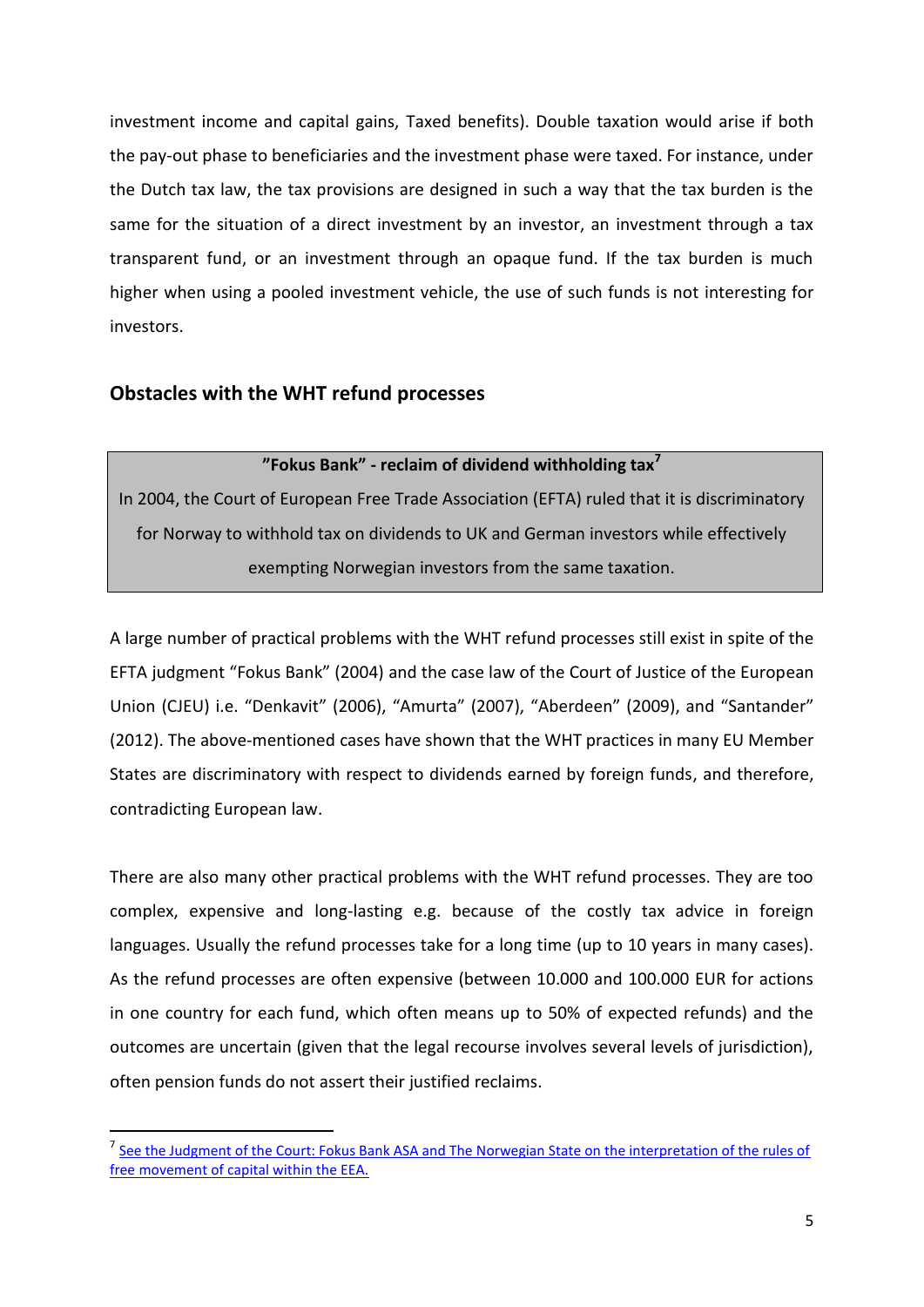investment income and capital gains, Taxed benefits). Double taxation would arise if both the pay-out phase to beneficiaries and the investment phase were taxed. For instance, under the Dutch tax law, the tax provisions are designed in such a way that the tax burden is the same for the situation of a direct investment by an investor, an investment through a tax transparent fund, or an investment through an opaque fund. If the tax burden is much higher when using a pooled investment vehicle, the use of such funds is not interesting for investors.

## Obstacles with the WHT refund processes

> **"Fokus Bank" - reclaim of dividend withholding tax[7]**
>
> In 2004, the Court of European Free Trade Association (EFTA) ruled that it is discriminatory for Norway to withhold tax on dividends to UK and German investors while effectively exempting Norwegian investors from the same taxation.

A large number of practical problems with the WHT refund processes still exist in spite of the EFTA judgment "Fokus Bank" (2004) and the case law of the Court of Justice of the European Union (CJEU) i.e. "Denkavit" (2006), "Amurta" (2007), "Aberdeen" (2009), and "Santander" (2012). The above-mentioned cases have shown that the WHT practices in many EU Member States are discriminatory with respect to dividends earned by foreign funds, and therefore, contradicting European law.

There are also many other practical problems with the WHT refund processes. They are too complex, expensive and long-lasting e.g. because of the costly tax advice in foreign languages. Usually the refund processes take for a long time (up to 10 years in many cases). As the refund processes are often expensive (between 10.000 and 100.000 EUR for actions in one country for each fund, which often means up to 50% of expected refunds) and the outcomes are uncertain (given that the legal recourse involves several levels of jurisdiction), often pension funds do not assert their justified reclaims.

---

[7] See the Judgment of the Court: Fokus Bank ASA and The Norwegian State on the interpretation of the rules of free movement of capital within the EEA.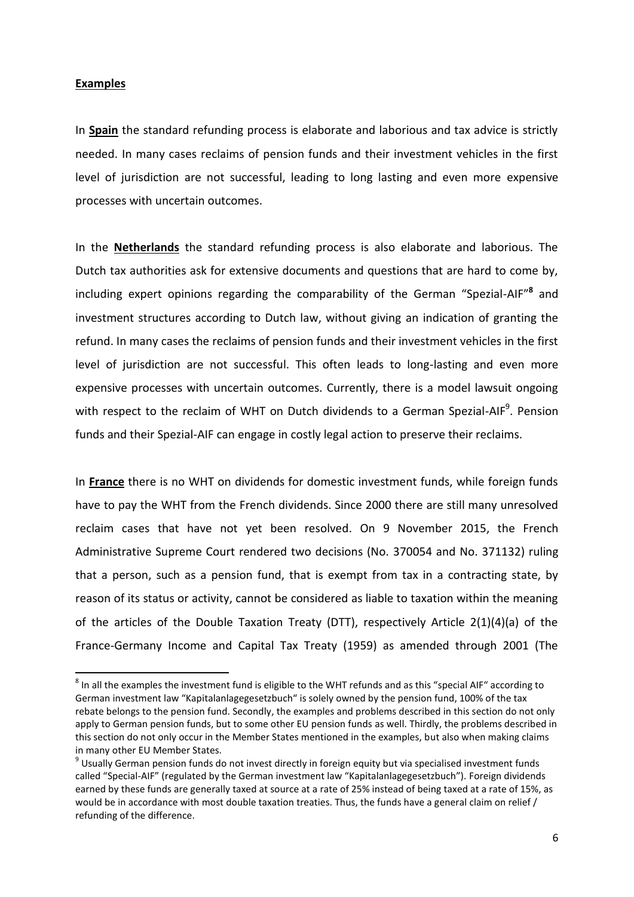**Examples**

In **Spain** the standard refunding process is elaborate and laborious and tax advice is strictly needed. In many cases reclaims of pension funds and their investment vehicles in the first level of jurisdiction are not successful, leading to long lasting and even more expensive processes with uncertain outcomes.

In the **Netherlands** the standard refunding process is also elaborate and laborious. The Dutch tax authorities ask for extensive documents and questions that are hard to come by, including expert opinions regarding the comparability of the German "Spezial-AIF"[8] and investment structures according to Dutch law, without giving an indication of granting the refund. In many cases the reclaims of pension funds and their investment vehicles in the first level of jurisdiction are not successful. This often leads to long-lasting and even more expensive processes with uncertain outcomes. Currently, there is a model lawsuit ongoing with respect to the reclaim of WHT on Dutch dividends to a German Spezial-AIF[9]. Pension funds and their Spezial-AIF can engage in costly legal action to preserve their reclaims.

In **France** there is no WHT on dividends for domestic investment funds, while foreign funds have to pay the WHT from the French dividends. Since 2000 there are still many unresolved reclaim cases that have not yet been resolved. On 9 November 2015, the French Administrative Supreme Court rendered two decisions (No. 370054 and No. 371132) ruling that a person, such as a pension fund, that is exempt from tax in a contracting state, by reason of its status or activity, cannot be considered as liable to taxation within the meaning of the articles of the Double Taxation Treaty (DTT), respectively Article 2(1)(4)(a) of the France-Germany Income and Capital Tax Treaty (1959) as amended through 2001 (The

---

[8] In all the examples the investment fund is eligible to the WHT refunds and as this "special AIF" according to German investment law "Kapitalanlagegesetzbuch" is solely owned by the pension fund, 100% of the tax rebate belongs to the pension fund. Secondly, the examples and problems described in this section do not only apply to German pension funds, but to some other EU pension funds as well. Thirdly, the problems described in this section do not only occur in the Member States mentioned in the examples, but also when making claims in many other EU Member States.

[9] Usually German pension funds do not invest directly in foreign equity but via specialised investment funds called "Special-AIF" (regulated by the German investment law "Kapitalanlagegesetzbuch"). Foreign dividends earned by these funds are generally taxed at source at a rate of 25% instead of being taxed at a rate of 15%, as would be in accordance with most double taxation treaties. Thus, the funds have a general claim on relief / refunding of the difference.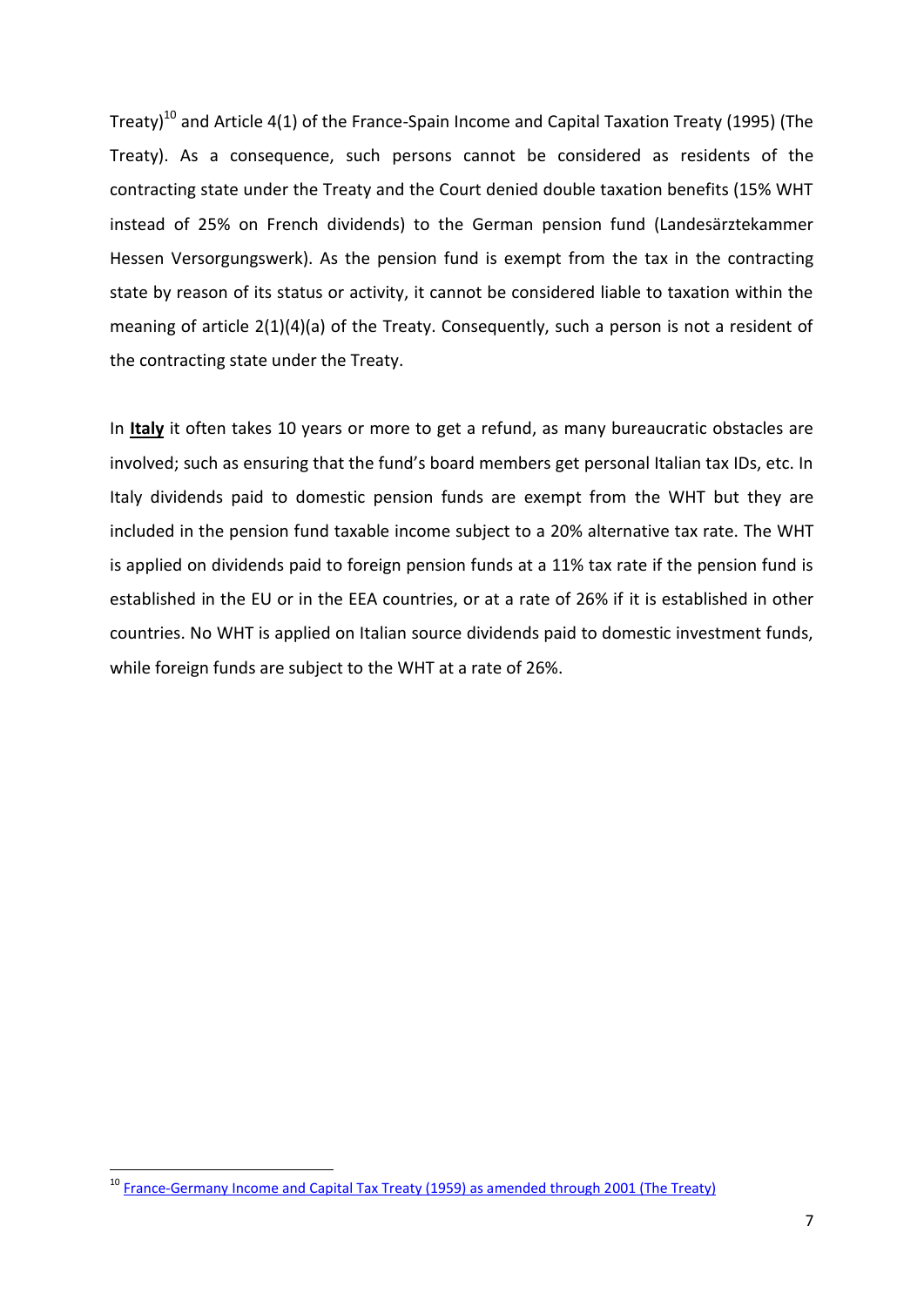Treaty)[10] and Article 4(1) of the France-Spain Income and Capital Taxation Treaty (1995) (The Treaty). As a consequence, such persons cannot be considered as residents of the contracting state under the Treaty and the Court denied double taxation benefits (15% WHT instead of 25% on French dividends) to the German pension fund (Landesärztekammer Hessen Versorgungswerk). As the pension fund is exempt from the tax in the contracting state by reason of its status or activity, it cannot be considered liable to taxation within the meaning of article 2(1)(4)(a) of the Treaty. Consequently, such a person is not a resident of the contracting state under the Treaty.

In **Italy** it often takes 10 years or more to get a refund, as many bureaucratic obstacles are involved; such as ensuring that the fund's board members get personal Italian tax IDs, etc. In Italy dividends paid to domestic pension funds are exempt from the WHT but they are included in the pension fund taxable income subject to a 20% alternative tax rate. The WHT is applied on dividends paid to foreign pension funds at a 11% tax rate if the pension fund is established in the EU or in the EEA countries, or at a rate of 26% if it is established in other countries. No WHT is applied on Italian source dividends paid to domestic investment funds, while foreign funds are subject to the WHT at a rate of 26%.

---

[10] France-Germany Income and Capital Tax Treaty (1959) as amended through 2001 (The Treaty)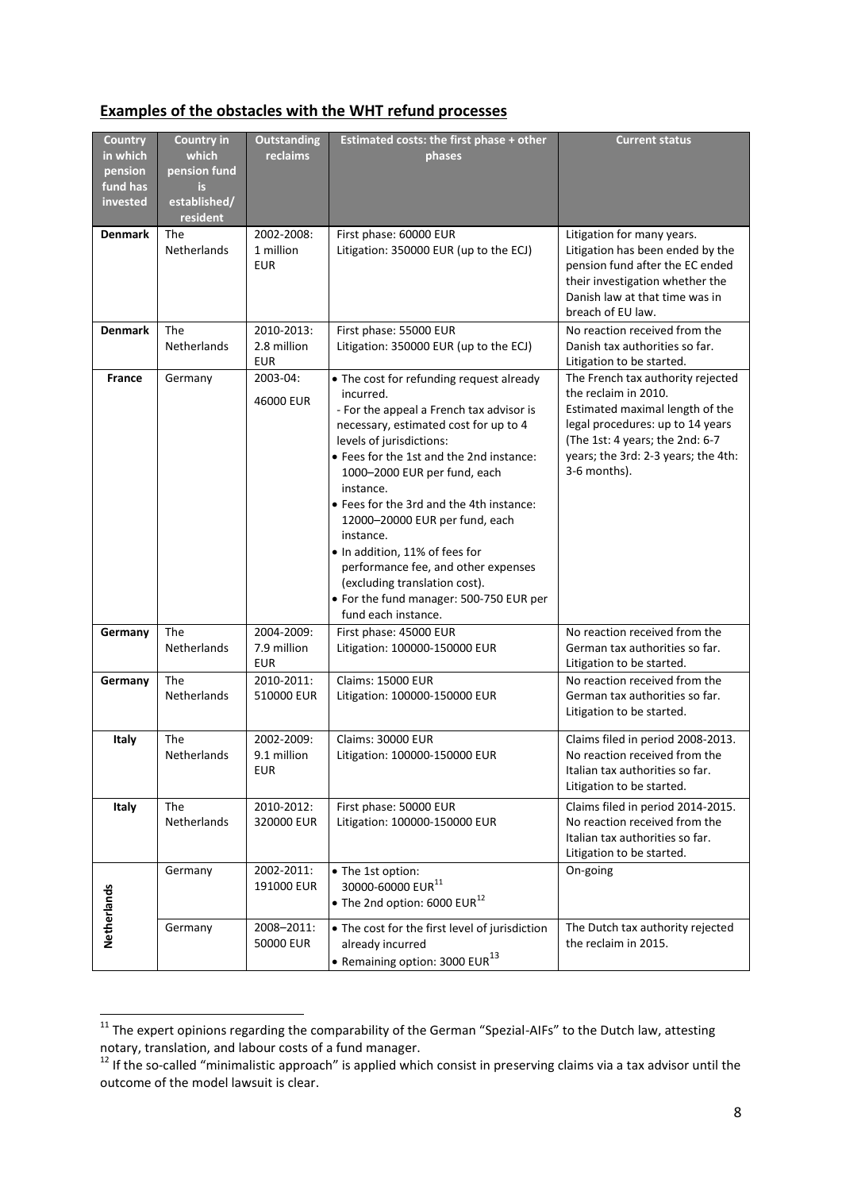## Examples of the obstacles with the WHT refund processes

| Country in which pension fund has invested | Country in which pension fund is established/ resident | Outstanding reclaims | Estimated costs: the first phase + other phases | Current status |
|---|---|---|---|---|
| **Denmark** | The Netherlands | 2002-2008: 1 million EUR | First phase: 60000 EUR<br>Litigation: 350000 EUR (up to the ECJ) | Litigation for many years. Litigation has been ended by the pension fund after the EC ended their investigation whether the Danish law at that time was in breach of EU law. |
| **Denmark** | The Netherlands | 2010-2013: 2.8 million EUR | First phase: 55000 EUR<br>Litigation: 350000 EUR (up to the ECJ) | No reaction received from the Danish tax authorities so far. Litigation to be started. |
| **France** | Germany | 2003-04: 46000 EUR | • The cost for refunding request already incurred.<br>- For the appeal a French tax advisor is necessary, estimated cost for up to 4 levels of jurisdictions:<br>• Fees for the 1st and the 2nd instance: 1000–2000 EUR per fund, each instance.<br>• Fees for the 3rd and the 4th instance: 12000–20000 EUR per fund, each instance.<br>• In addition, 11% of fees for performance fee, and other expenses (excluding translation cost).<br>• For the fund manager: 500-750 EUR per fund each instance. | The French tax authority rejected the reclaim in 2010. Estimated maximal length of the legal procedures: up to 14 years (The 1st: 4 years; the 2nd: 6-7 years; the 3rd: 2-3 years; the 4th: 3-6 months). |
| **Germany** | The Netherlands | 2004-2009: 7.9 million EUR | First phase: 45000 EUR<br>Litigation: 100000-150000 EUR | No reaction received from the German tax authorities so far. Litigation to be started. |
| **Germany** | The Netherlands | 2010-2011: 510000 EUR | Claims: 15000 EUR<br>Litigation: 100000-150000 EUR | No reaction received from the German tax authorities so far. Litigation to be started. |
| **Italy** | The Netherlands | 2002-2009: 9.1 million EUR | Claims: 30000 EUR<br>Litigation: 100000-150000 EUR | Claims filed in period 2008-2013. No reaction received from the Italian tax authorities so far. Litigation to be started. |
| **Italy** | The Netherlands | 2010-2012: 320000 EUR | First phase: 50000 EUR<br>Litigation: 100000-150000 EUR | Claims filed in period 2014-2015. No reaction received from the Italian tax authorities so far. Litigation to be started. |
| **Netherlands** | Germany | 2002-2011: 191000 EUR | • The 1st option: 30000-60000 EUR[11]<br>• The 2nd option: 6000 EUR[12] | On-going |
| **Netherlands** | Germany | 2008–2011: 50000 EUR | • The cost for the first level of jurisdiction already incurred<br>• Remaining option: 3000 EUR[13] | The Dutch tax authority rejected the reclaim in 2015. |

[11] The expert opinions regarding the comparability of the German "Spezial-AIFs" to the Dutch law, attesting notary, translation, and labour costs of a fund manager.

[12] If the so-called "minimalistic approach" is applied which consist in preserving claims via a tax advisor until the outcome of the model lawsuit is clear.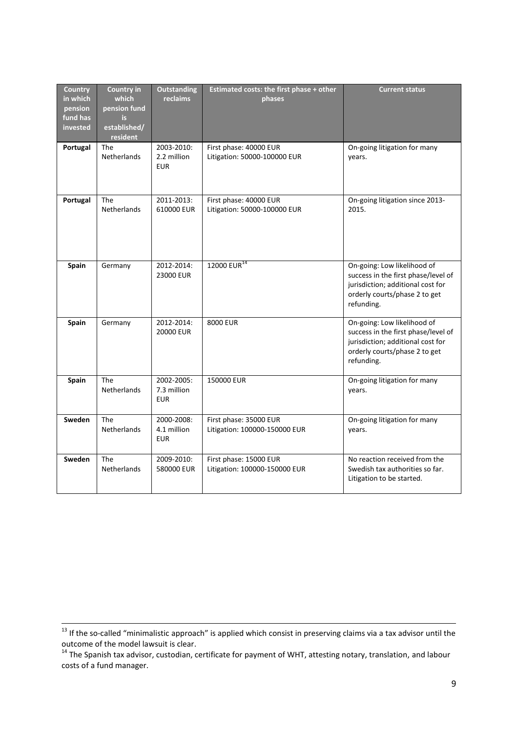| Country in which pension fund has invested | Country in which pension fund is established/ resident | Outstanding reclaims | Estimated costs: the first phase + other phases | Current status |
|---|---|---|---|---|
| **Portugal** | The Netherlands | 2003-2010: 2.2 million EUR | First phase: 40000 EUR<br>Litigation: 50000-100000 EUR | On-going litigation for many years. |
| **Portugal** | The Netherlands | 2011-2013: 610000 EUR | First phase: 40000 EUR<br>Litigation: 50000-100000 EUR | On-going litigation since 2013-2015. |
| **Spain** | Germany | 2012-2014: 23000 EUR | 12000 EUR[14] | On-going: Low likelihood of success in the first phase/level of jurisdiction; additional cost for orderly courts/phase 2 to get refunding. |
| **Spain** | Germany | 2012-2014: 20000 EUR | 8000 EUR | On-going: Low likelihood of success in the first phase/level of jurisdiction; additional cost for orderly courts/phase 2 to get refunding. |
| **Spain** | The Netherlands | 2002-2005: 7.3 million EUR | 150000 EUR | On-going litigation for many years. |
| **Sweden** | The Netherlands | 2000-2008: 4.1 million EUR | First phase: 35000 EUR<br>Litigation: 100000-150000 EUR | On-going litigation for many years. |
| **Sweden** | The Netherlands | 2009-2010: 580000 EUR | First phase: 15000 EUR<br>Litigation: 100000-150000 EUR | No reaction received from the Swedish tax authorities so far. Litigation to be started. |

[13] If the so-called "minimalistic approach" is applied which consist in preserving claims via a tax advisor until the outcome of the model lawsuit is clear.

[14] The Spanish tax advisor, custodian, certificate for payment of WHT, attesting notary, translation, and labour costs of a fund manager.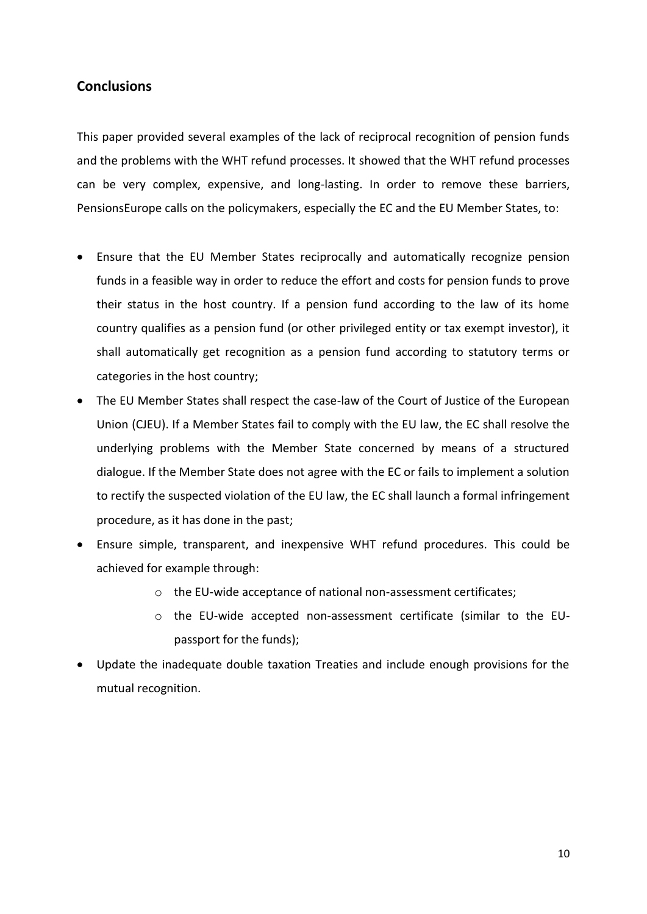## Conclusions

This paper provided several examples of the lack of reciprocal recognition of pension funds and the problems with the WHT refund processes. It showed that the WHT refund processes can be very complex, expensive, and long-lasting. In order to remove these barriers, PensionsEurope calls on the policymakers, especially the EC and the EU Member States, to:

- Ensure that the EU Member States reciprocally and automatically recognize pension funds in a feasible way in order to reduce the effort and costs for pension funds to prove their status in the host country. If a pension fund according to the law of its home country qualifies as a pension fund (or other privileged entity or tax exempt investor), it shall automatically get recognition as a pension fund according to statutory terms or categories in the host country;
- The EU Member States shall respect the case-law of the Court of Justice of the European Union (CJEU). If a Member States fail to comply with the EU law, the EC shall resolve the underlying problems with the Member State concerned by means of a structured dialogue. If the Member State does not agree with the EC or fails to implement a solution to rectify the suspected violation of the EU law, the EC shall launch a formal infringement procedure, as it has done in the past;
- Ensure simple, transparent, and inexpensive WHT refund procedures. This could be achieved for example through:
  - the EU-wide acceptance of national non-assessment certificates;
  - the EU-wide accepted non-assessment certificate (similar to the EU-passport for the funds);
- Update the inadequate double taxation Treaties and include enough provisions for the mutual recognition.